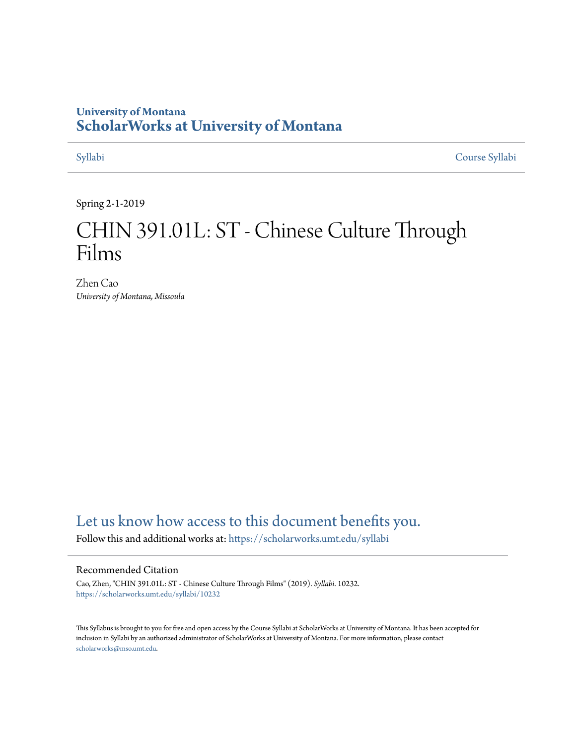University of Montana
# ScholarWorks at University of Montana

Syllabi | Course Syllabi

Spring 2-1-2019

# CHIN 391.01L: ST - Chinese Culture Through Films

Zhen Cao
*University of Montana, Missoula*

## Let us know how access to this document benefits you.

Follow this and additional works at: https://scholarworks.umt.edu/syllabi

### Recommended Citation

Cao, Zhen, "CHIN 391.01L: ST - Chinese Culture Through Films" (2019). *Syllabi*. 10232.
https://scholarworks.umt.edu/syllabi/10232

This Syllabus is brought to you for free and open access by the Course Syllabi at ScholarWorks at University of Montana. It has been accepted for inclusion in Syllabi by an authorized administrator of ScholarWorks at University of Montana. For more information, please contact scholarworks@mso.umt.edu.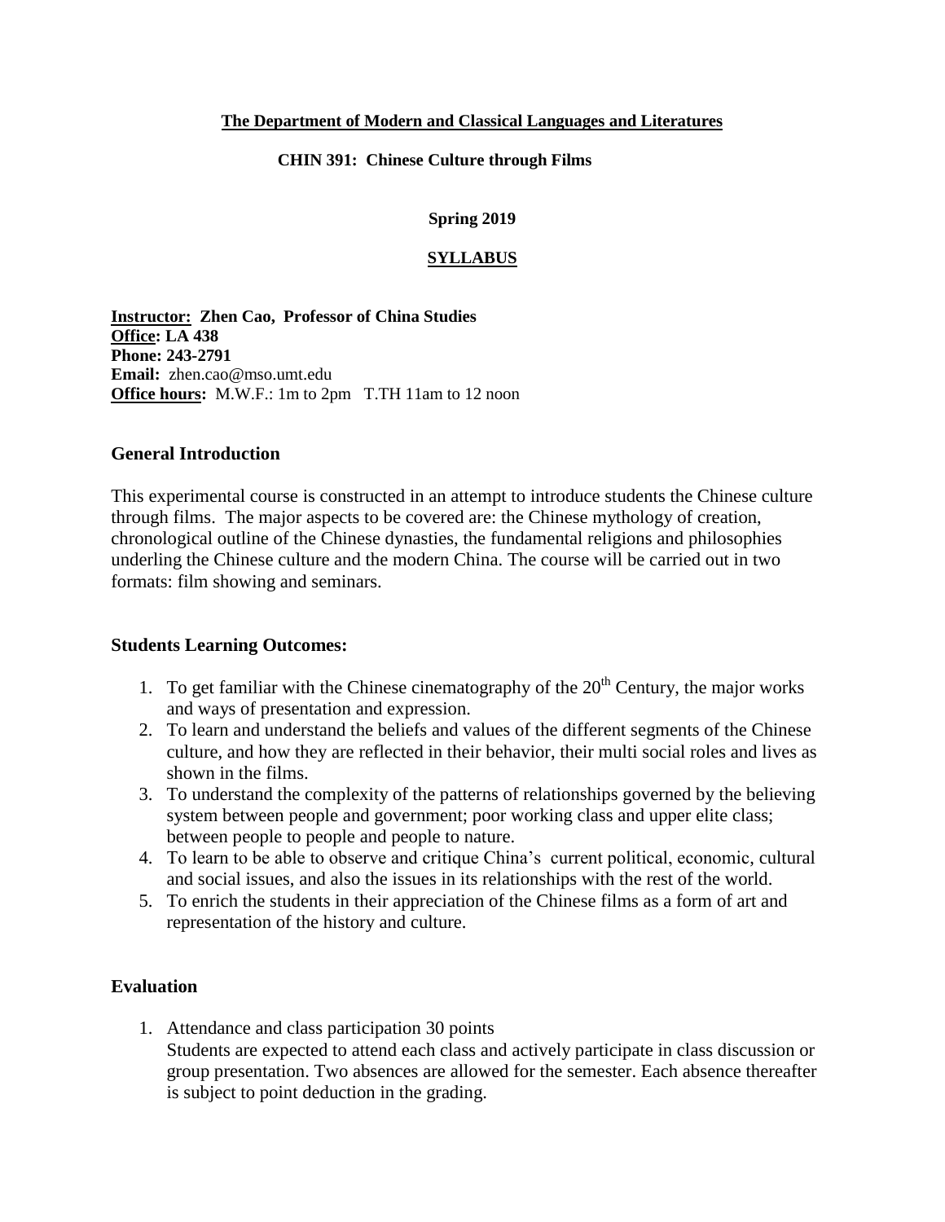**The Department of Modern and Classical Languages and Literatures**

**CHIN 391: Chinese Culture through Films**

**Spring 2019**

**SYLLABUS**

**Instructor: Zhen Cao, Professor of China Studies**
**Office: LA 438**
**Phone: 243-2791**
**Email:** zhen.cao@mso.umt.edu
**Office hours:** M.W.F.: 1m to 2pm T.TH 11am to 12 noon

## General Introduction

This experimental course is constructed in an attempt to introduce students the Chinese culture through films. The major aspects to be covered are: the Chinese mythology of creation, chronological outline of the Chinese dynasties, the fundamental religions and philosophies underling the Chinese culture and the modern China. The course will be carried out in two formats: film showing and seminars.

## Students Learning Outcomes:

1. To get familiar with the Chinese cinematography of the 20th Century, the major works and ways of presentation and expression.
2. To learn and understand the beliefs and values of the different segments of the Chinese culture, and how they are reflected in their behavior, their multi social roles and lives as shown in the films.
3. To understand the complexity of the patterns of relationships governed by the believing system between people and government; poor working class and upper elite class; between people to people and people to nature.
4. To learn to be able to observe and critique China's current political, economic, cultural and social issues, and also the issues in its relationships with the rest of the world.
5. To enrich the students in their appreciation of the Chinese films as a form of art and representation of the history and culture.

## Evaluation

1. Attendance and class participation 30 points
   Students are expected to attend each class and actively participate in class discussion or group presentation. Two absences are allowed for the semester. Each absence thereafter is subject to point deduction in the grading.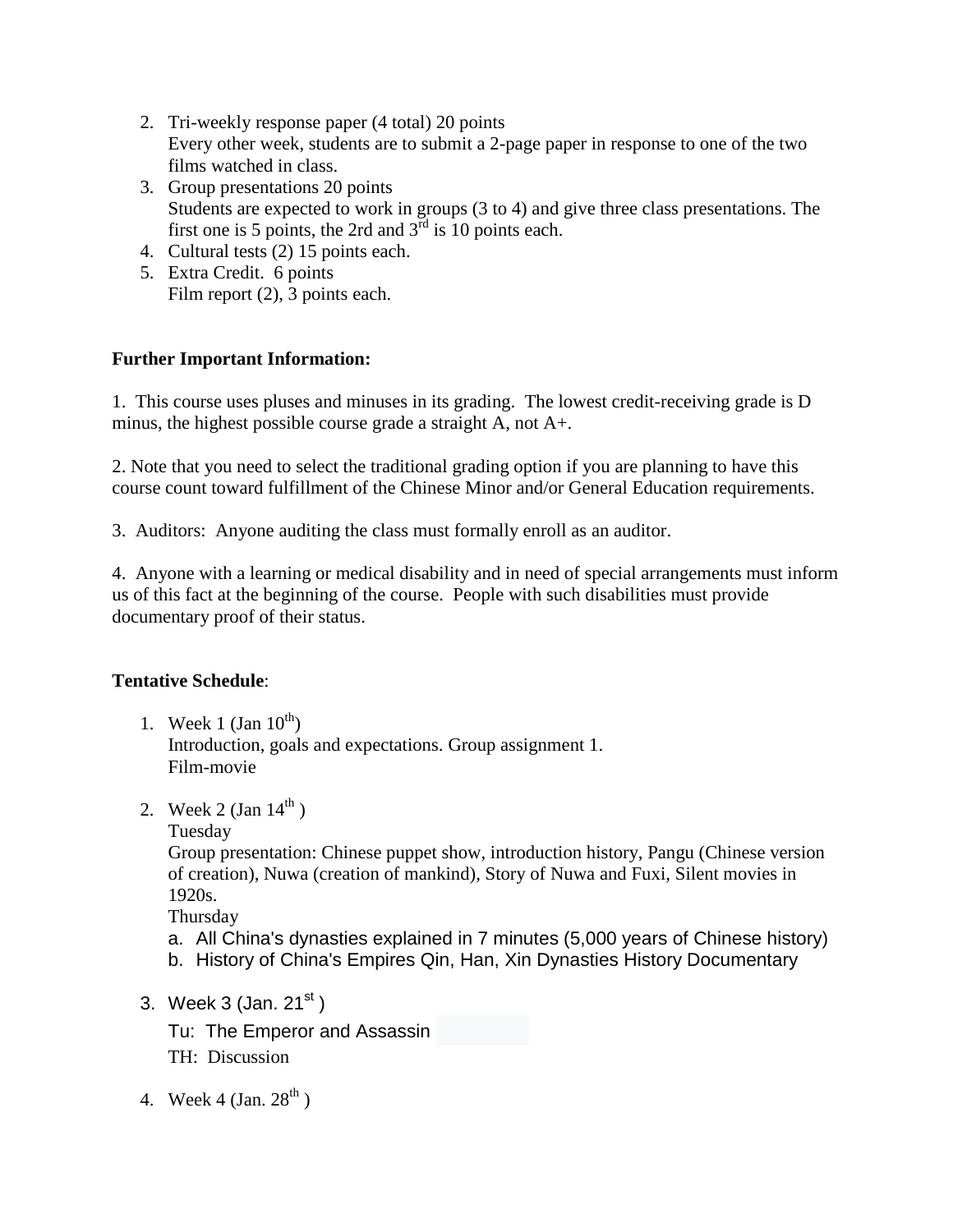2. Tri-weekly response paper (4 total) 20 points
   Every other week, students are to submit a 2-page paper in response to one of the two films watched in class.
3. Group presentations 20 points
   Students are expected to work in groups (3 to 4) and give three class presentations. The first one is 5 points, the 2rd and 3rd is 10 points each.
4. Cultural tests (2) 15 points each.
5. Extra Credit. 6 points
   Film report (2), 3 points each.

**Further Important Information:**

1. This course uses pluses and minuses in its grading. The lowest credit-receiving grade is D minus, the highest possible course grade a straight A, not A+.

2. Note that you need to select the traditional grading option if you are planning to have this course count toward fulfillment of the Chinese Minor and/or General Education requirements.

3. Auditors: Anyone auditing the class must formally enroll as an auditor.

4. Anyone with a learning or medical disability and in need of special arrangements must inform us of this fact at the beginning of the course. People with such disabilities must provide documentary proof of their status.

**Tentative Schedule**:

1. Week 1 (Jan 10th)
   Introduction, goals and expectations. Group assignment 1.
   Film-movie

2. Week 2 (Jan 14th )
   Tuesday
   Group presentation: Chinese puppet show, introduction history, Pangu (Chinese version of creation), Nuwa (creation of mankind), Story of Nuwa and Fuxi, Silent movies in 1920s.
   Thursday
   a. All China's dynasties explained in 7 minutes (5,000 years of Chinese history)
   b. History of China's Empires Qin, Han, Xin Dynasties History Documentary

3. Week 3 (Jan. 21st )
   Tu: The Emperor and Assassin
   TH: Discussion

4. Week 4 (Jan. 28th )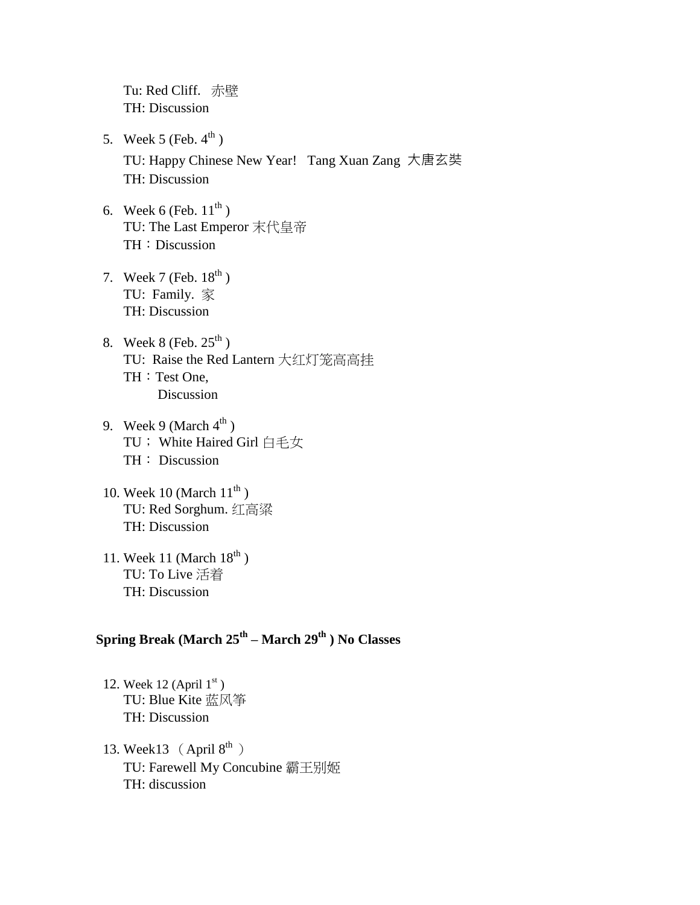Tu: Red Cliff.  赤壁
TH: Discussion

5. Week 5 (Feb. 4th )
   TU: Happy Chinese New Year!  Tang Xuan Zang 大唐玄奘
   TH: Discussion

6. Week 6 (Feb. 11th )
   TU: The Last Emperor 末代皇帝
   TH：Discussion

7. Week 7 (Feb. 18th )
   TU: Family. 家
   TH: Discussion

8. Week 8 (Feb. 25th )
   TU: Raise the Red Lantern 大红灯笼高高挂
   TH：Test One,
   Discussion

9. Week 9 (March 4th )
   TU； White Haired Girl 白毛女
   TH： Discussion

10. Week 10 (March 11th )
    TU: Red Sorghum. 红高粱
    TH: Discussion

11. Week 11 (March 18th )
    TU: To Live 活着
    TH: Discussion

**Spring Break (March 25th – March 29th ) No Classes**

12. Week 12 (April 1st )
    TU: Blue Kite 蓝风筝
    TH: Discussion

13. Week13 （April 8th ）
    TU: Farewell My Concubine 霸王别姬
    TH: discussion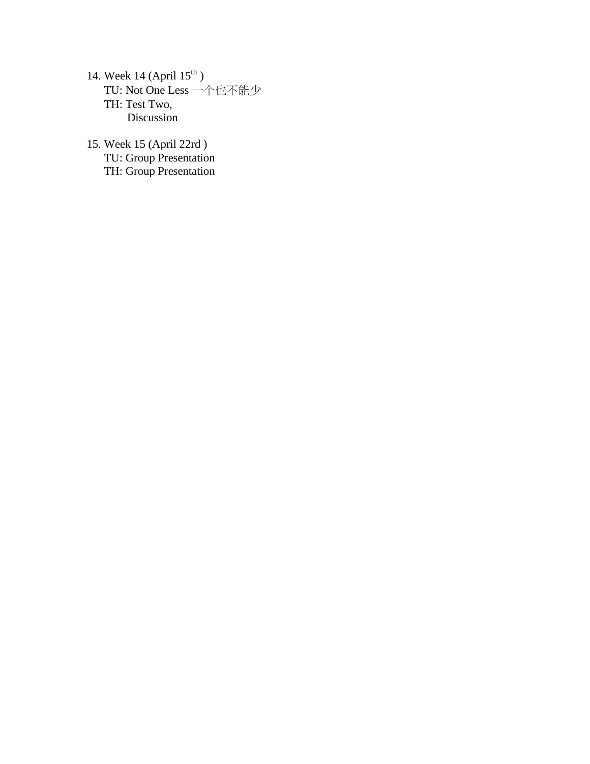14. Week 14 (April 15th )
    TU: Not One Less 一个也不能少
    TH: Test Two,
        Discussion

15. Week 15 (April 22rd )
    TU: Group Presentation
    TH: Group Presentation